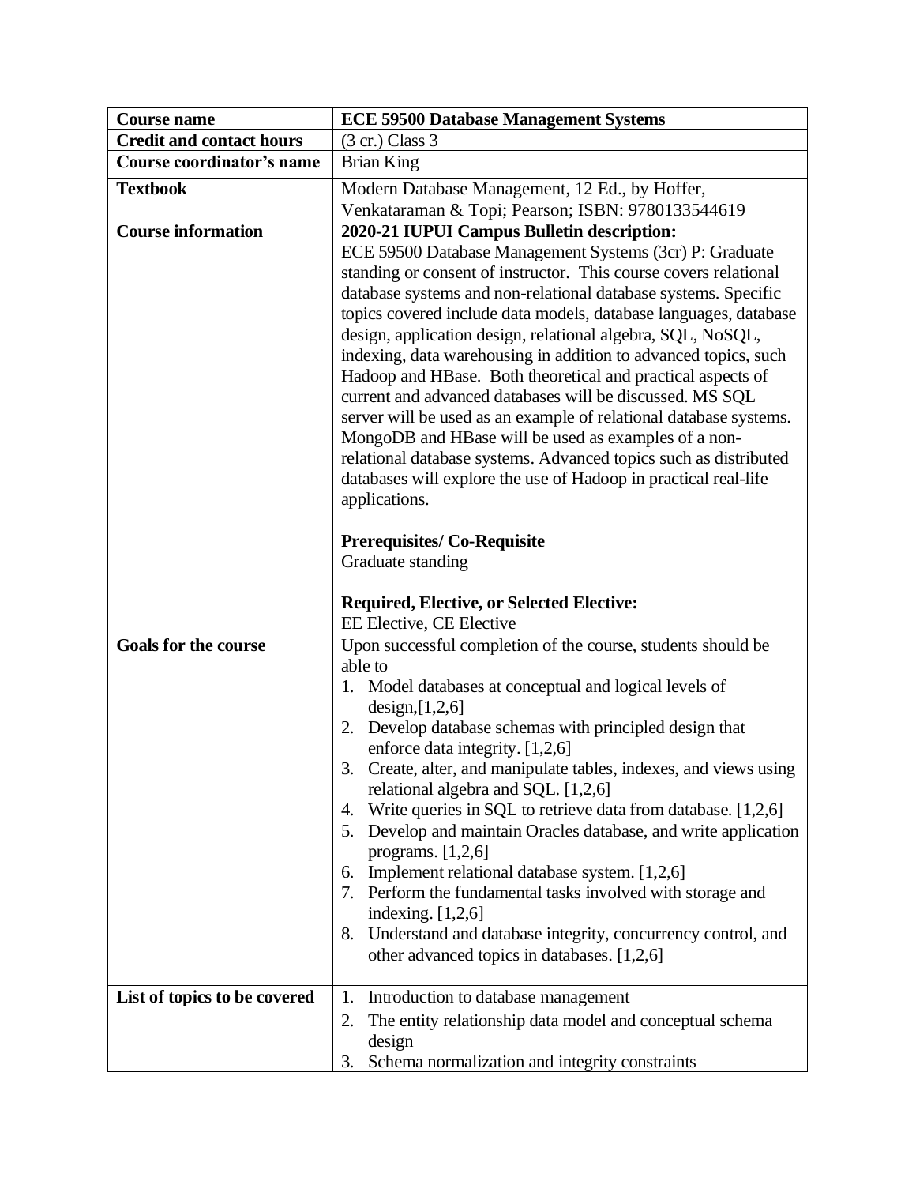| **Course name** | **ECE 59500 Database Management Systems** |
|---|---|
| **Credit and contact hours** | (3 cr.) Class 3 |
| **Course coordinator's name** | Brian King |
| **Textbook** | Modern Database Management, 12 Ed., by Hoffer, Venkataraman & Topi; Pearson; ISBN: 9780133544619 |
| **Course information** | **2020-21 IUPUI Campus Bulletin description:**<br>ECE 59500 Database Management Systems (3cr) P: Graduate standing or consent of instructor. This course covers relational database systems and non-relational database systems. Specific topics covered include data models, database languages, database design, application design, relational algebra, SQL, NoSQL, indexing, data warehousing in addition to advanced topics, such Hadoop and HBase. Both theoretical and practical aspects of current and advanced databases will be discussed. MS SQL server will be used as an example of relational database systems. MongoDB and HBase will be used as examples of a non-relational database systems. Advanced topics such as distributed databases will explore the use of Hadoop in practical real-life applications.<br><br>**Prerequisites/ Co-Requisite**<br>Graduate standing<br><br>**Required, Elective, or Selected Elective:**<br>EE Elective, CE Elective |
| **Goals for the course** | Upon successful completion of the course, students should be able to<br>1. Model databases at conceptual and logical levels of design,[1,2,6]<br>2. Develop database schemas with principled design that enforce data integrity. [1,2,6]<br>3. Create, alter, and manipulate tables, indexes, and views using relational algebra and SQL. [1,2,6]<br>4. Write queries in SQL to retrieve data from database. [1,2,6]<br>5. Develop and maintain Oracles database, and write application programs. [1,2,6]<br>6. Implement relational database system. [1,2,6]<br>7. Perform the fundamental tasks involved with storage and indexing. [1,2,6]<br>8. Understand and database integrity, concurrency control, and other advanced topics in databases. [1,2,6] |
| **List of topics to be covered** | 1. Introduction to database management<br>2. The entity relationship data model and conceptual schema design<br>3. Schema normalization and integrity constraints |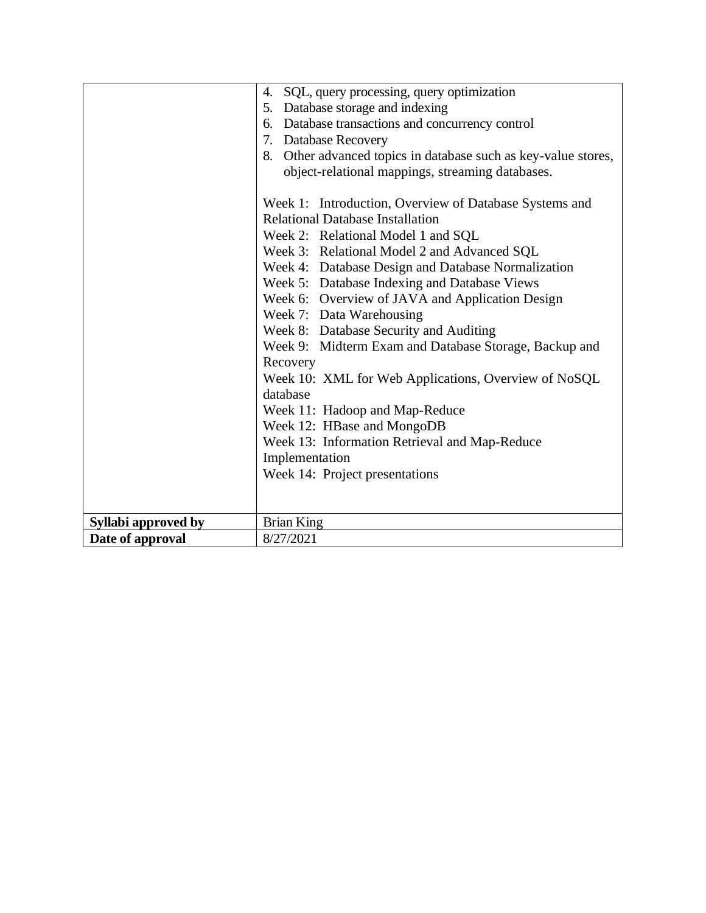| | |
|---|---|
| | 4. SQL, query processing, query optimization<br>5. Database storage and indexing<br>6. Database transactions and concurrency control<br>7. Database Recovery<br>8. Other advanced topics in database such as key-value stores, object-relational mappings, streaming databases.<br><br>Week 1: Introduction, Overview of Database Systems and Relational Database Installation<br>Week 2: Relational Model 1 and SQL<br>Week 3: Relational Model 2 and Advanced SQL<br>Week 4: Database Design and Database Normalization<br>Week 5: Database Indexing and Database Views<br>Week 6: Overview of JAVA and Application Design<br>Week 7: Data Warehousing<br>Week 8: Database Security and Auditing<br>Week 9: Midterm Exam and Database Storage, Backup and Recovery<br>Week 10: XML for Web Applications, Overview of NoSQL database<br>Week 11: Hadoop and Map-Reduce<br>Week 12: HBase and MongoDB<br>Week 13: Information Retrieval and Map-Reduce Implementation<br>Week 14: Project presentations |
| **Syllabi approved by** | Brian King |
| **Date of approval** | 8/27/2021 |